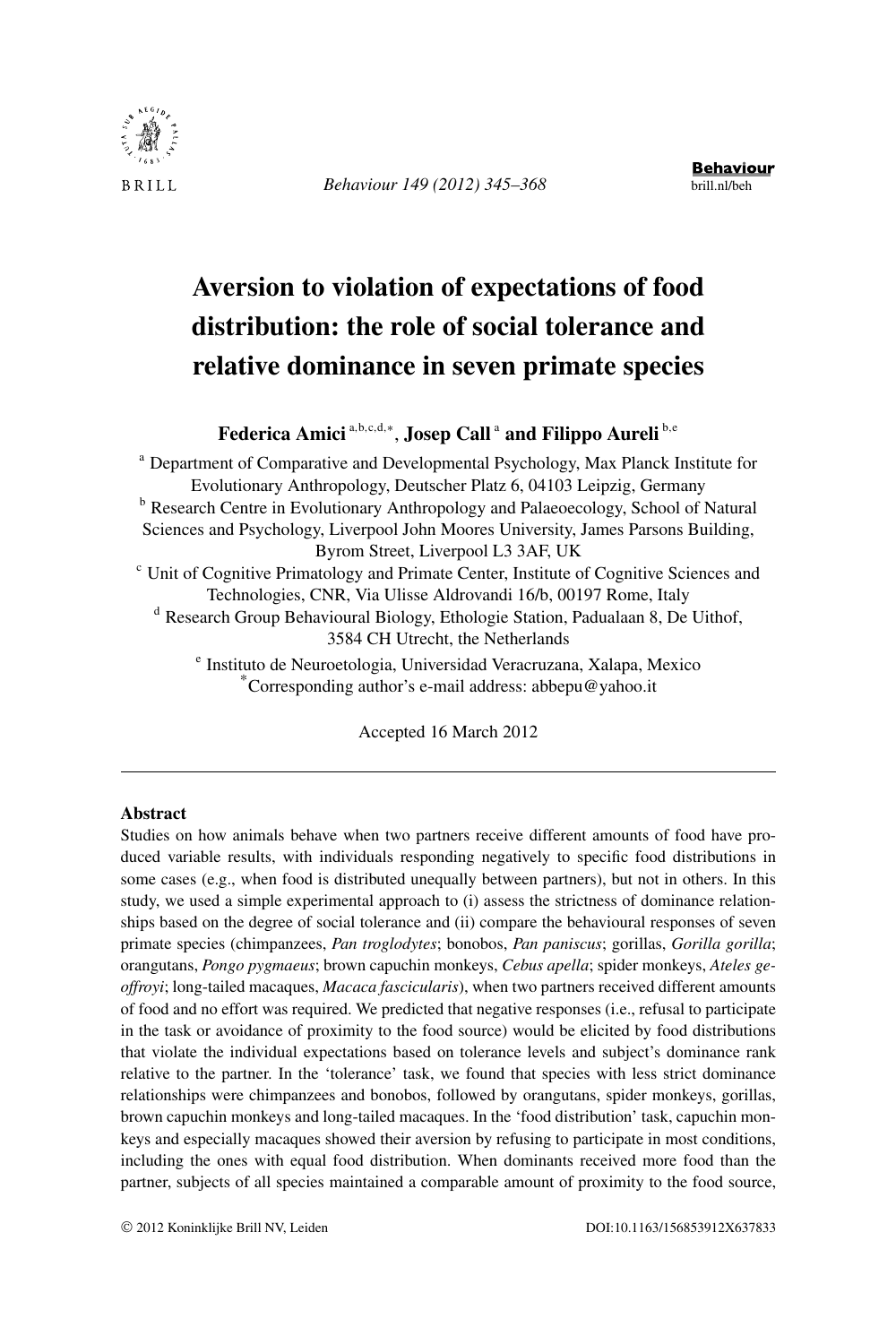# Aversion to violation of expectations of food distribution: the role of social tolerance and relative dominance in seven primate species

**Federica Amici** [a,b,c,d,*], **Josep Call** [a] **and Filippo Aureli** [b,e]

[a] Department of Comparative and Developmental Psychology, Max Planck Institute for Evolutionary Anthropology, Deutscher Platz 6, 04103 Leipzig, Germany

[b] Research Centre in Evolutionary Anthropology and Palaeoecology, School of Natural Sciences and Psychology, Liverpool John Moores University, James Parsons Building, Byrom Street, Liverpool L3 3AF, UK

[c] Unit of Cognitive Primatology and Primate Center, Institute of Cognitive Sciences and Technologies, CNR, Via Ulisse Aldrovandi 16/b, 00197 Rome, Italy

[d] Research Group Behavioural Biology, Ethologie Station, Padualaan 8, De Uithof, 3584 CH Utrecht, the Netherlands

[e] Instituto de Neuroetologia, Universidad Veracruzana, Xalapa, Mexico

[*] Corresponding author's e-mail address: abbepu@yahoo.it

Accepted 16 March 2012

## Abstract

Studies on how animals behave when two partners receive different amounts of food have produced variable results, with individuals responding negatively to specific food distributions in some cases (e.g., when food is distributed unequally between partners), but not in others. In this study, we used a simple experimental approach to (i) assess the strictness of dominance relationships based on the degree of social tolerance and (ii) compare the behavioural responses of seven primate species (chimpanzees, *Pan troglodytes*; bonobos, *Pan paniscus*; gorillas, *Gorilla gorilla*; orangutans, *Pongo pygmaeus*; brown capuchin monkeys, *Cebus apella*; spider monkeys, *Ateles geoffroyi*; long-tailed macaques, *Macaca fascicularis*), when two partners received different amounts of food and no effort was required. We predicted that negative responses (i.e., refusal to participate in the task or avoidance of proximity to the food source) would be elicited by food distributions that violate the individual expectations based on tolerance levels and subject's dominance rank relative to the partner. In the 'tolerance' task, we found that species with less strict dominance relationships were chimpanzees and bonobos, followed by orangutans, spider monkeys, gorillas, brown capuchin monkeys and long-tailed macaques. In the 'food distribution' task, capuchin monkeys and especially macaques showed their aversion by refusing to participate in most conditions, including the ones with equal food distribution. When dominants received more food than the partner, subjects of all species maintained a comparable amount of proximity to the food source,

© 2012 Koninklijke Brill NV, Leiden DOI:10.1163/156853912X637833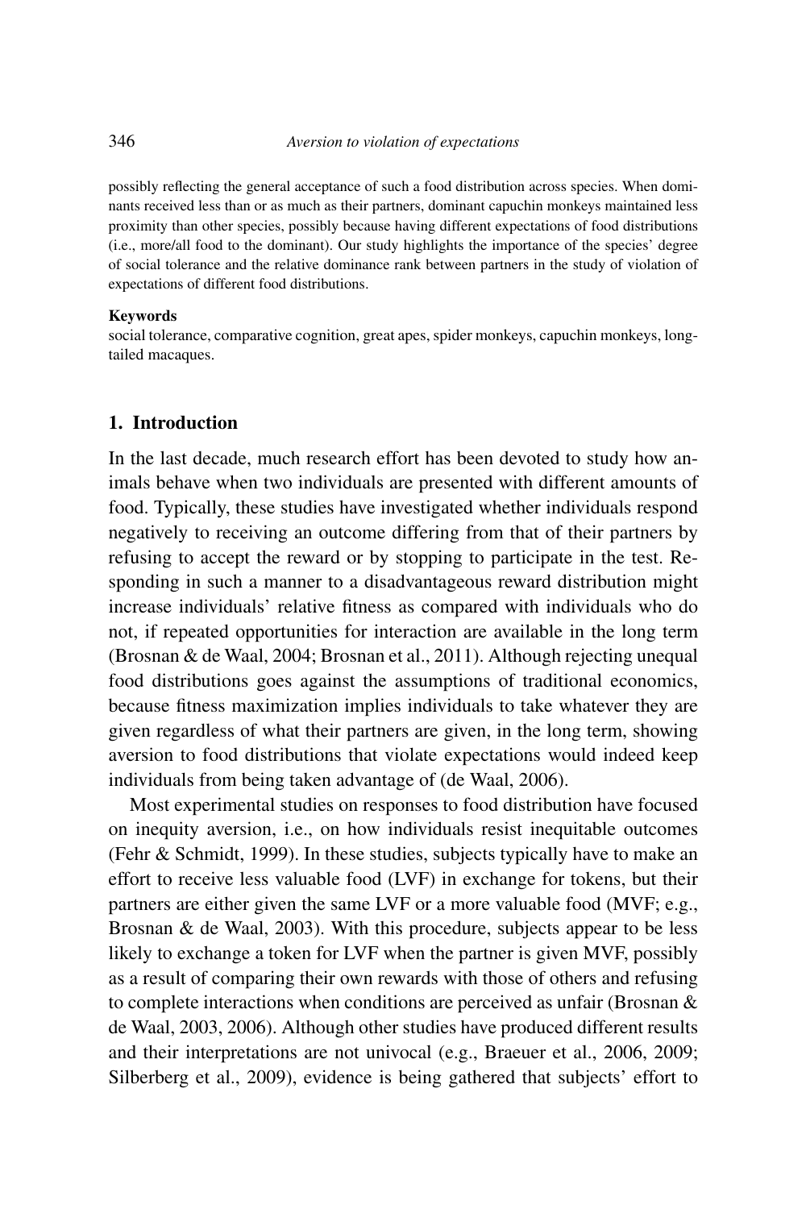possibly reflecting the general acceptance of such a food distribution across species. When dominants received less than or as much as their partners, dominant capuchin monkeys maintained less proximity than other species, possibly because having different expectations of food distributions (i.e., more/all food to the dominant). Our study highlights the importance of the species' degree of social tolerance and the relative dominance rank between partners in the study of violation of expectations of different food distributions.

**Keywords**

social tolerance, comparative cognition, great apes, spider monkeys, capuchin monkeys, long-tailed macaques.

## 1. Introduction

In the last decade, much research effort has been devoted to study how animals behave when two individuals are presented with different amounts of food. Typically, these studies have investigated whether individuals respond negatively to receiving an outcome differing from that of their partners by refusing to accept the reward or by stopping to participate in the test. Responding in such a manner to a disadvantageous reward distribution might increase individuals' relative fitness as compared with individuals who do not, if repeated opportunities for interaction are available in the long term (Brosnan & de Waal, 2004; Brosnan et al., 2011). Although rejecting unequal food distributions goes against the assumptions of traditional economics, because fitness maximization implies individuals to take whatever they are given regardless of what their partners are given, in the long term, showing aversion to food distributions that violate expectations would indeed keep individuals from being taken advantage of (de Waal, 2006).

Most experimental studies on responses to food distribution have focused on inequity aversion, i.e., on how individuals resist inequitable outcomes (Fehr & Schmidt, 1999). In these studies, subjects typically have to make an effort to receive less valuable food (LVF) in exchange for tokens, but their partners are either given the same LVF or a more valuable food (MVF; e.g., Brosnan & de Waal, 2003). With this procedure, subjects appear to be less likely to exchange a token for LVF when the partner is given MVF, possibly as a result of comparing their own rewards with those of others and refusing to complete interactions when conditions are perceived as unfair (Brosnan & de Waal, 2003, 2006). Although other studies have produced different results and their interpretations are not univocal (e.g., Braeuer et al., 2006, 2009; Silberberg et al., 2009), evidence is being gathered that subjects' effort to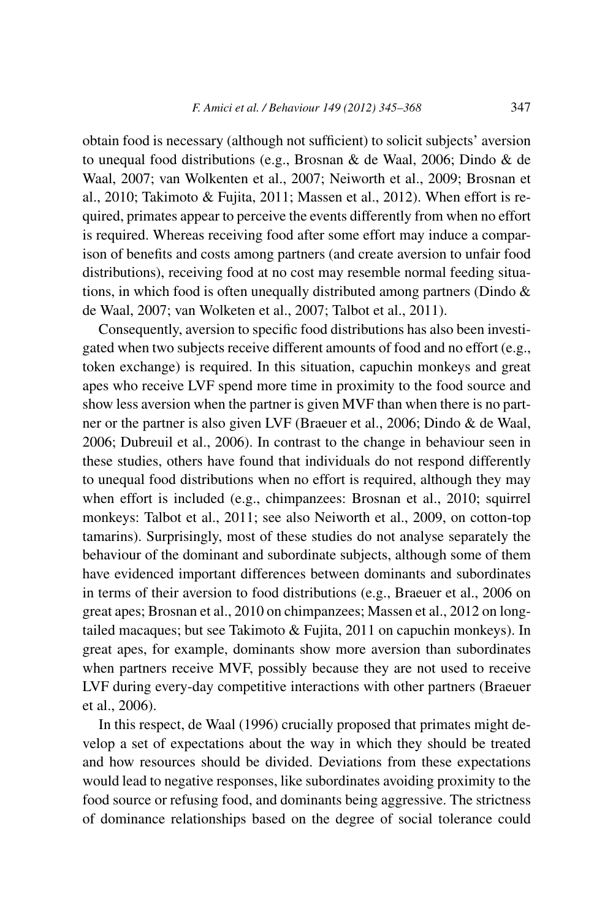obtain food is necessary (although not sufficient) to solicit subjects' aversion to unequal food distributions (e.g., Brosnan & de Waal, 2006; Dindo & de Waal, 2007; van Wolkenten et al., 2007; Neiworth et al., 2009; Brosnan et al., 2010; Takimoto & Fujita, 2011; Massen et al., 2012). When effort is required, primates appear to perceive the events differently from when no effort is required. Whereas receiving food after some effort may induce a comparison of benefits and costs among partners (and create aversion to unfair food distributions), receiving food at no cost may resemble normal feeding situations, in which food is often unequally distributed among partners (Dindo & de Waal, 2007; van Wolketen et al., 2007; Talbot et al., 2011).

Consequently, aversion to specific food distributions has also been investigated when two subjects receive different amounts of food and no effort (e.g., token exchange) is required. In this situation, capuchin monkeys and great apes who receive LVF spend more time in proximity to the food source and show less aversion when the partner is given MVF than when there is no partner or the partner is also given LVF (Braeuer et al., 2006; Dindo & de Waal, 2006; Dubreuil et al., 2006). In contrast to the change in behaviour seen in these studies, others have found that individuals do not respond differently to unequal food distributions when no effort is required, although they may when effort is included (e.g., chimpanzees: Brosnan et al., 2010; squirrel monkeys: Talbot et al., 2011; see also Neiworth et al., 2009, on cotton-top tamarins). Surprisingly, most of these studies do not analyse separately the behaviour of the dominant and subordinate subjects, although some of them have evidenced important differences between dominants and subordinates in terms of their aversion to food distributions (e.g., Braeuer et al., 2006 on great apes; Brosnan et al., 2010 on chimpanzees; Massen et al., 2012 on long-tailed macaques; but see Takimoto & Fujita, 2011 on capuchin monkeys). In great apes, for example, dominants show more aversion than subordinates when partners receive MVF, possibly because they are not used to receive LVF during every-day competitive interactions with other partners (Braeuer et al., 2006).

In this respect, de Waal (1996) crucially proposed that primates might develop a set of expectations about the way in which they should be treated and how resources should be divided. Deviations from these expectations would lead to negative responses, like subordinates avoiding proximity to the food source or refusing food, and dominants being aggressive. The strictness of dominance relationships based on the degree of social tolerance could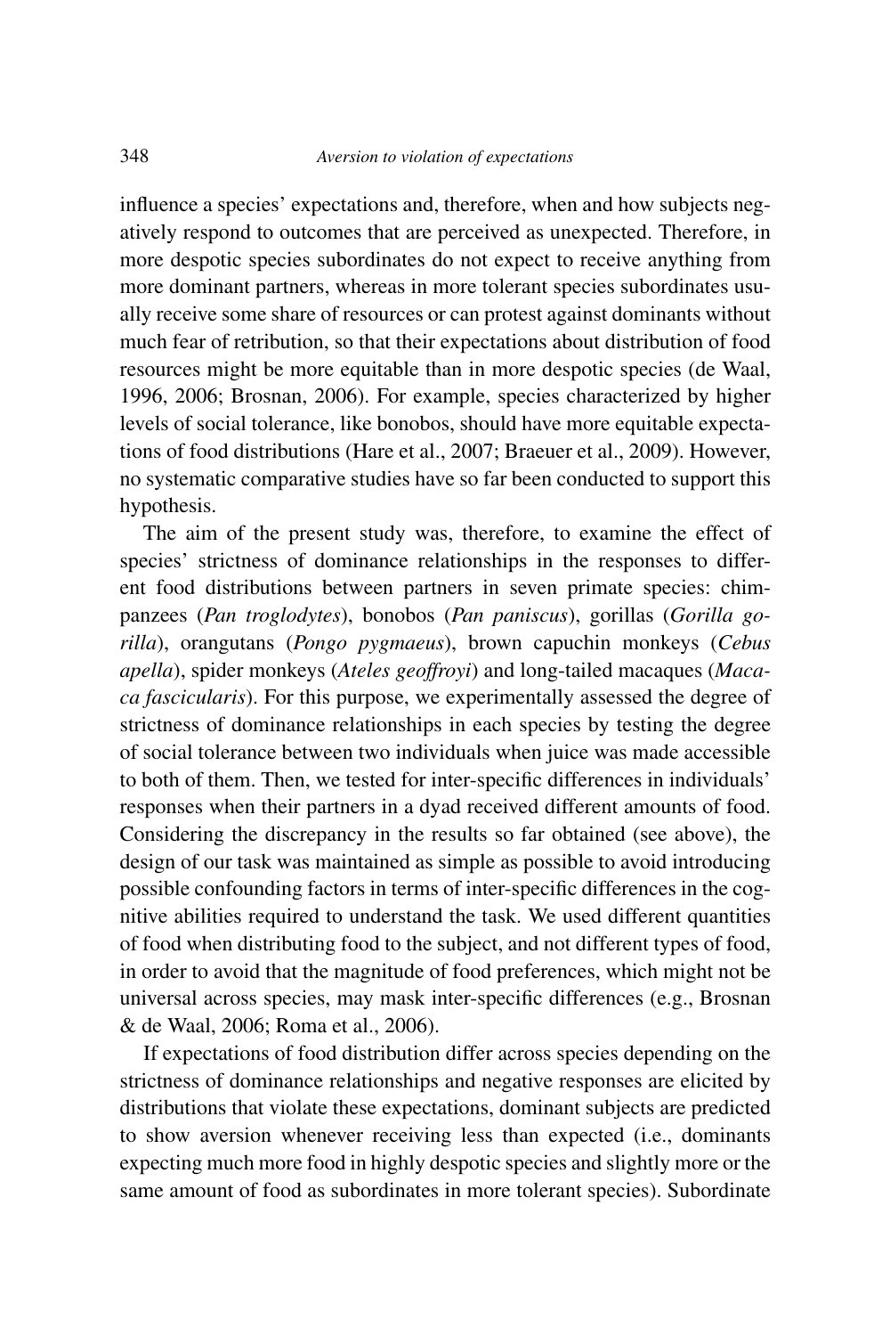influence a species' expectations and, therefore, when and how subjects negatively respond to outcomes that are perceived as unexpected. Therefore, in more despotic species subordinates do not expect to receive anything from more dominant partners, whereas in more tolerant species subordinates usually receive some share of resources or can protest against dominants without much fear of retribution, so that their expectations about distribution of food resources might be more equitable than in more despotic species (de Waal, 1996, 2006; Brosnan, 2006). For example, species characterized by higher levels of social tolerance, like bonobos, should have more equitable expectations of food distributions (Hare et al., 2007; Braeuer et al., 2009). However, no systematic comparative studies have so far been conducted to support this hypothesis.

The aim of the present study was, therefore, to examine the effect of species' strictness of dominance relationships in the responses to different food distributions between partners in seven primate species: chimpanzees (*Pan troglodytes*), bonobos (*Pan paniscus*), gorillas (*Gorilla gorilla*), orangutans (*Pongo pygmaeus*), brown capuchin monkeys (*Cebus apella*), spider monkeys (*Ateles geoffroyi*) and long-tailed macaques (*Macaca fascicularis*). For this purpose, we experimentally assessed the degree of strictness of dominance relationships in each species by testing the degree of social tolerance between two individuals when juice was made accessible to both of them. Then, we tested for inter-specific differences in individuals' responses when their partners in a dyad received different amounts of food. Considering the discrepancy in the results so far obtained (see above), the design of our task was maintained as simple as possible to avoid introducing possible confounding factors in terms of inter-specific differences in the cognitive abilities required to understand the task. We used different quantities of food when distributing food to the subject, and not different types of food, in order to avoid that the magnitude of food preferences, which might not be universal across species, may mask inter-specific differences (e.g., Brosnan & de Waal, 2006; Roma et al., 2006).

If expectations of food distribution differ across species depending on the strictness of dominance relationships and negative responses are elicited by distributions that violate these expectations, dominant subjects are predicted to show aversion whenever receiving less than expected (i.e., dominants expecting much more food in highly despotic species and slightly more or the same amount of food as subordinates in more tolerant species). Subordinate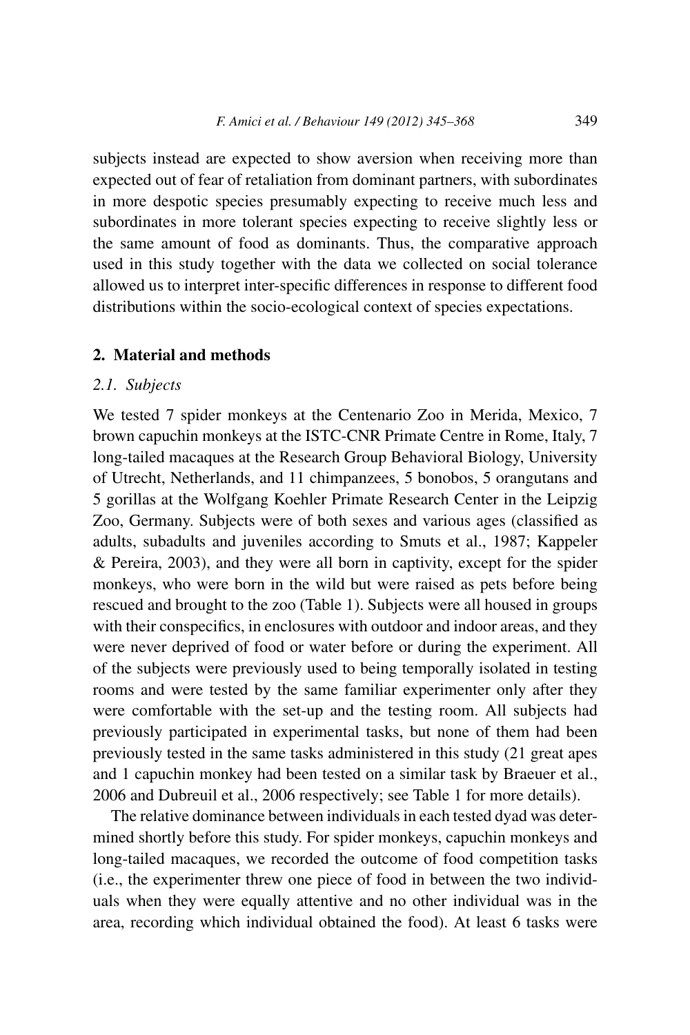subjects instead are expected to show aversion when receiving more than expected out of fear of retaliation from dominant partners, with subordinates in more despotic species presumably expecting to receive much less and subordinates in more tolerant species expecting to receive slightly less or the same amount of food as dominants. Thus, the comparative approach used in this study together with the data we collected on social tolerance allowed us to interpret inter-specific differences in response to different food distributions within the socio-ecological context of species expectations.

## 2. Material and methods

### *2.1. Subjects*

We tested 7 spider monkeys at the Centenario Zoo in Merida, Mexico, 7 brown capuchin monkeys at the ISTC-CNR Primate Centre in Rome, Italy, 7 long-tailed macaques at the Research Group Behavioral Biology, University of Utrecht, Netherlands, and 11 chimpanzees, 5 bonobos, 5 orangutans and 5 gorillas at the Wolfgang Koehler Primate Research Center in the Leipzig Zoo, Germany. Subjects were of both sexes and various ages (classified as adults, subadults and juveniles according to Smuts et al., 1987; Kappeler & Pereira, 2003), and they were all born in captivity, except for the spider monkeys, who were born in the wild but were raised as pets before being rescued and brought to the zoo (Table 1). Subjects were all housed in groups with their conspecifics, in enclosures with outdoor and indoor areas, and they were never deprived of food or water before or during the experiment. All of the subjects were previously used to being temporally isolated in testing rooms and were tested by the same familiar experimenter only after they were comfortable with the set-up and the testing room. All subjects had previously participated in experimental tasks, but none of them had been previously tested in the same tasks administered in this study (21 great apes and 1 capuchin monkey had been tested on a similar task by Braeuer et al., 2006 and Dubreuil et al., 2006 respectively; see Table 1 for more details).

The relative dominance between individuals in each tested dyad was determined shortly before this study. For spider monkeys, capuchin monkeys and long-tailed macaques, we recorded the outcome of food competition tasks (i.e., the experimenter threw one piece of food in between the two individuals when they were equally attentive and no other individual was in the area, recording which individual obtained the food). At least 6 tasks were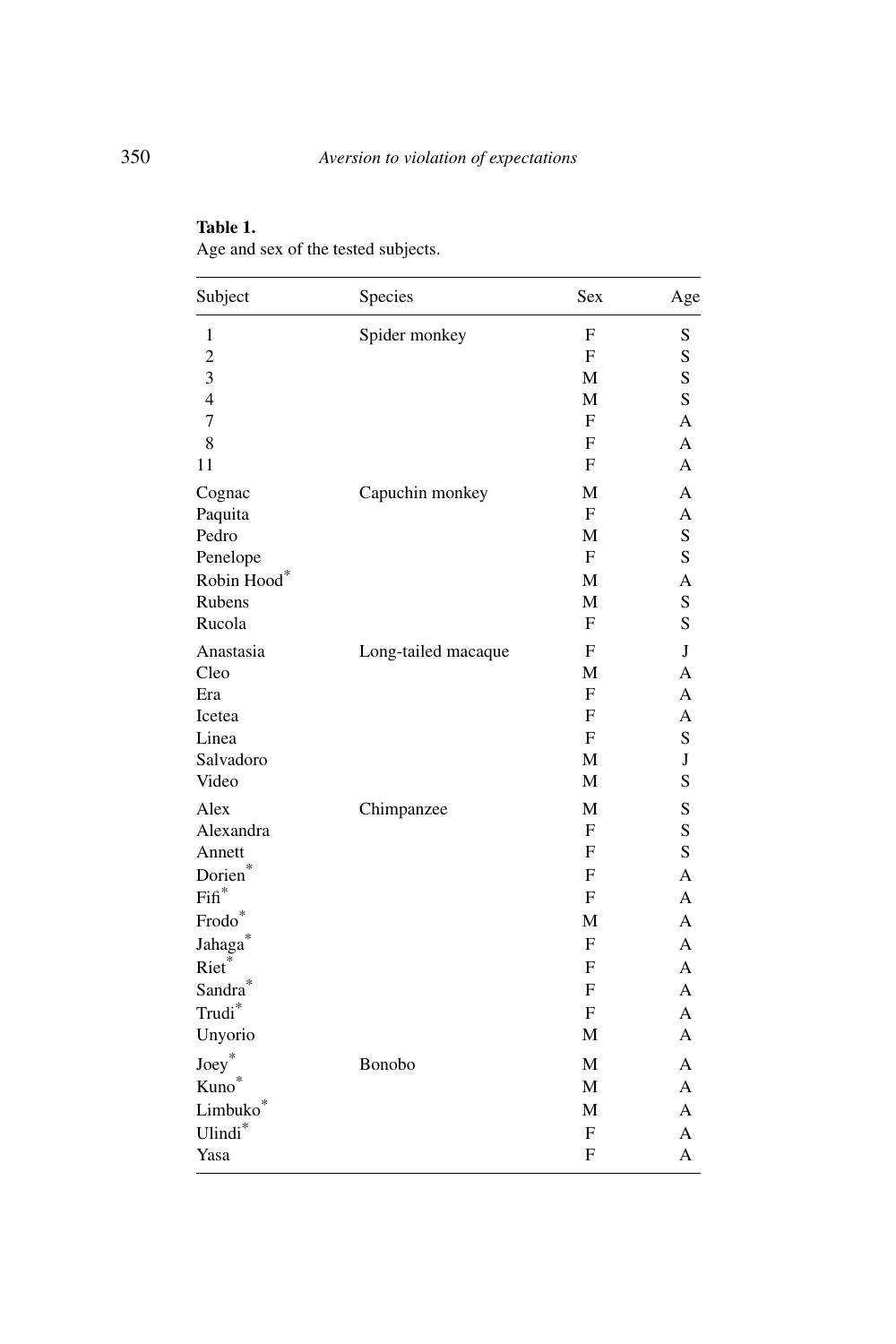**Table 1.**
Age and sex of the tested subjects.

| Subject | Species | Sex | Age |
|---|---|---|---|
| 1 | Spider monkey | F | S |
| 2 | | F | S |
| 3 | | M | S |
| 4 | | M | S |
| 7 | | F | A |
| 8 | | F | A |
| 11 | | F | A |
| Cognac | Capuchin monkey | M | A |
| Paquita | | F | A |
| Pedro | | M | S |
| Penelope | | F | S |
| Robin Hood* | | M | A |
| Rubens | | M | S |
| Rucola | | F | S |
| Anastasia | Long-tailed macaque | F | J |
| Cleo | | M | A |
| Era | | F | A |
| Icetea | | F | A |
| Linea | | F | S |
| Salvadoro | | M | J |
| Video | | M | S |
| Alex | Chimpanzee | M | S |
| Alexandra | | F | S |
| Annett | | F | S |
| Dorien* | | F | A |
| Fifi* | | F | A |
| Frodo* | | M | A |
| Jahaga* | | F | A |
| Riet* | | F | A |
| Sandra* | | F | A |
| Trudi* | | F | A |
| Unyorio | | M | A |
| Joey* | Bonobo | M | A |
| Kuno* | | M | A |
| Limbuko* | | M | A |
| Ulindi* | | F | A |
| Yasa | | F | A |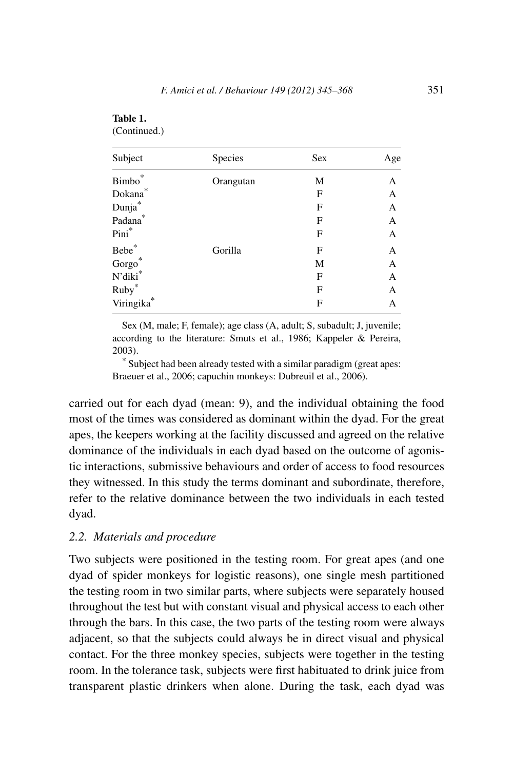**Table 1.**
(Continued.)

| Subject | Species | Sex | Age |
|---|---|---|---|
| Bimbo* | Orangutan | M | A |
| Dokana* | | F | A |
| Dunja* | | F | A |
| Padana* | | F | A |
| Pini* | | F | A |
| Bebe* | Gorilla | F | A |
| Gorgo* | | M | A |
| N'diki* | | F | A |
| Ruby* | | F | A |
| Viringika* | | F | A |

Sex (M, male; F, female); age class (A, adult; S, subadult; J, juvenile; according to the literature: Smuts et al., 1986; Kappeler & Pereira, 2003).

\* Subject had been already tested with a similar paradigm (great apes: Braeuer et al., 2006; capuchin monkeys: Dubreuil et al., 2006).

carried out for each dyad (mean: 9), and the individual obtaining the food most of the times was considered as dominant within the dyad. For the great apes, the keepers working at the facility discussed and agreed on the relative dominance of the individuals in each dyad based on the outcome of agonistic interactions, submissive behaviours and order of access to food resources they witnessed. In this study the terms dominant and subordinate, therefore, refer to the relative dominance between the two individuals in each tested dyad.

### 2.2. *Materials and procedure*

Two subjects were positioned in the testing room. For great apes (and one dyad of spider monkeys for logistic reasons), one single mesh partitioned the testing room in two similar parts, where subjects were separately housed throughout the test but with constant visual and physical access to each other through the bars. In this case, the two parts of the testing room were always adjacent, so that the subjects could always be in direct visual and physical contact. For the three monkey species, subjects were together in the testing room. In the tolerance task, subjects were first habituated to drink juice from transparent plastic drinkers when alone. During the task, each dyad was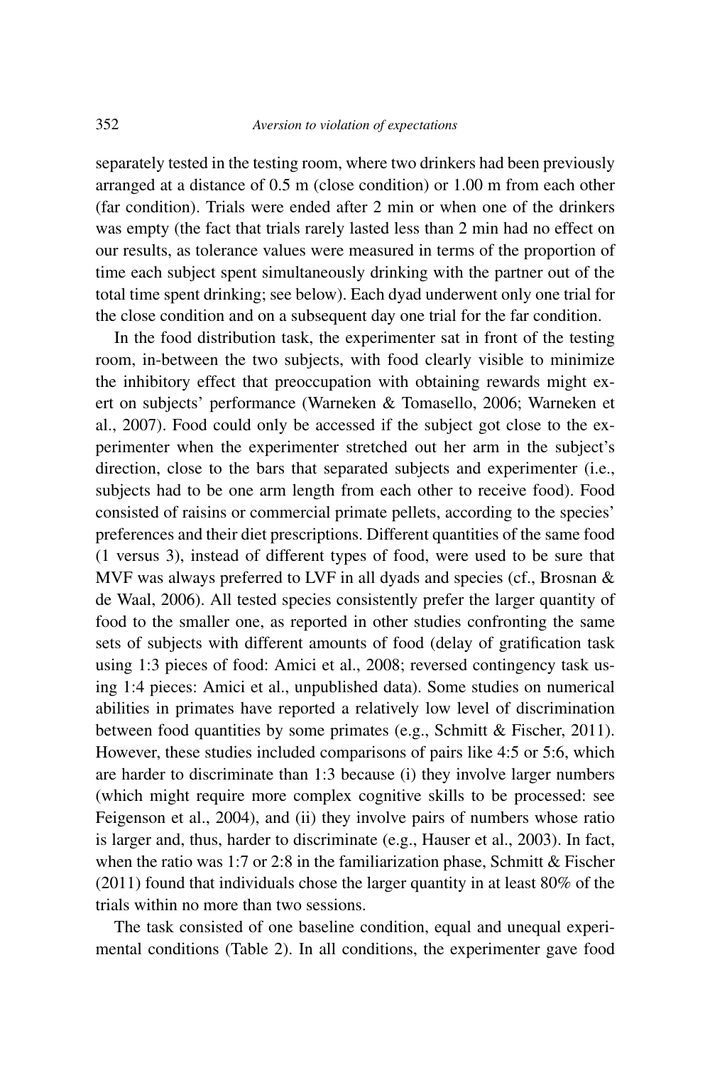separately tested in the testing room, where two drinkers had been previously arranged at a distance of 0.5 m (close condition) or 1.00 m from each other (far condition). Trials were ended after 2 min or when one of the drinkers was empty (the fact that trials rarely lasted less than 2 min had no effect on our results, as tolerance values were measured in terms of the proportion of time each subject spent simultaneously drinking with the partner out of the total time spent drinking; see below). Each dyad underwent only one trial for the close condition and on a subsequent day one trial for the far condition.

In the food distribution task, the experimenter sat in front of the testing room, in-between the two subjects, with food clearly visible to minimize the inhibitory effect that preoccupation with obtaining rewards might exert on subjects' performance (Warneken & Tomasello, 2006; Warneken et al., 2007). Food could only be accessed if the subject got close to the experimenter when the experimenter stretched out her arm in the subject's direction, close to the bars that separated subjects and experimenter (i.e., subjects had to be one arm length from each other to receive food). Food consisted of raisins or commercial primate pellets, according to the species' preferences and their diet prescriptions. Different quantities of the same food (1 versus 3), instead of different types of food, were used to be sure that MVF was always preferred to LVF in all dyads and species (cf., Brosnan & de Waal, 2006). All tested species consistently prefer the larger quantity of food to the smaller one, as reported in other studies confronting the same sets of subjects with different amounts of food (delay of gratification task using 1:3 pieces of food: Amici et al., 2008; reversed contingency task using 1:4 pieces: Amici et al., unpublished data). Some studies on numerical abilities in primates have reported a relatively low level of discrimination between food quantities by some primates (e.g., Schmitt & Fischer, 2011). However, these studies included comparisons of pairs like 4:5 or 5:6, which are harder to discriminate than 1:3 because (i) they involve larger numbers (which might require more complex cognitive skills to be processed: see Feigenson et al., 2004), and (ii) they involve pairs of numbers whose ratio is larger and, thus, harder to discriminate (e.g., Hauser et al., 2003). In fact, when the ratio was 1:7 or 2:8 in the familiarization phase, Schmitt & Fischer (2011) found that individuals chose the larger quantity in at least 80% of the trials within no more than two sessions.

The task consisted of one baseline condition, equal and unequal experimental conditions (Table 2). In all conditions, the experimenter gave food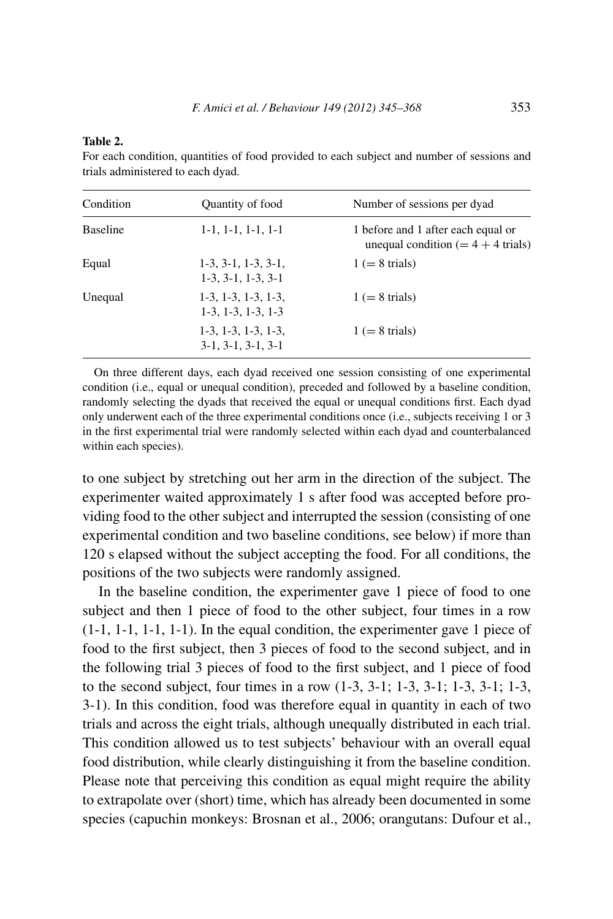**Table 2.**
For each condition, quantities of food provided to each subject and number of sessions and trials administered to each dyad.

| Condition | Quantity of food | Number of sessions per dyad |
|---|---|---|
| Baseline | 1-1, 1-1, 1-1, 1-1 | 1 before and 1 after each equal or unequal condition (= 4 + 4 trials) |
| Equal | 1-3, 3-1, 1-3, 3-1, 1-3, 3-1, 1-3, 3-1 | 1 (= 8 trials) |
| Unequal | 1-3, 1-3, 1-3, 1-3, 1-3, 1-3, 1-3, 1-3 | 1 (= 8 trials) |
| | 1-3, 1-3, 1-3, 1-3, 3-1, 3-1, 3-1, 3-1 | 1 (= 8 trials) |

On three different days, each dyad received one session consisting of one experimental condition (i.e., equal or unequal condition), preceded and followed by a baseline condition, randomly selecting the dyads that received the equal or unequal conditions first. Each dyad only underwent each of the three experimental conditions once (i.e., subjects receiving 1 or 3 in the first experimental trial were randomly selected within each dyad and counterbalanced within each species).

to one subject by stretching out her arm in the direction of the subject. The experimenter waited approximately 1 s after food was accepted before providing food to the other subject and interrupted the session (consisting of one experimental condition and two baseline conditions, see below) if more than 120 s elapsed without the subject accepting the food. For all conditions, the positions of the two subjects were randomly assigned.

In the baseline condition, the experimenter gave 1 piece of food to one subject and then 1 piece of food to the other subject, four times in a row (1-1, 1-1, 1-1, 1-1). In the equal condition, the experimenter gave 1 piece of food to the first subject, then 3 pieces of food to the second subject, and in the following trial 3 pieces of food to the first subject, and 1 piece of food to the second subject, four times in a row (1-3, 3-1; 1-3, 3-1; 1-3, 3-1; 1-3, 3-1). In this condition, food was therefore equal in quantity in each of two trials and across the eight trials, although unequally distributed in each trial. This condition allowed us to test subjects' behaviour with an overall equal food distribution, while clearly distinguishing it from the baseline condition. Please note that perceiving this condition as equal might require the ability to extrapolate over (short) time, which has already been documented in some species (capuchin monkeys: Brosnan et al., 2006; orangutans: Dufour et al.,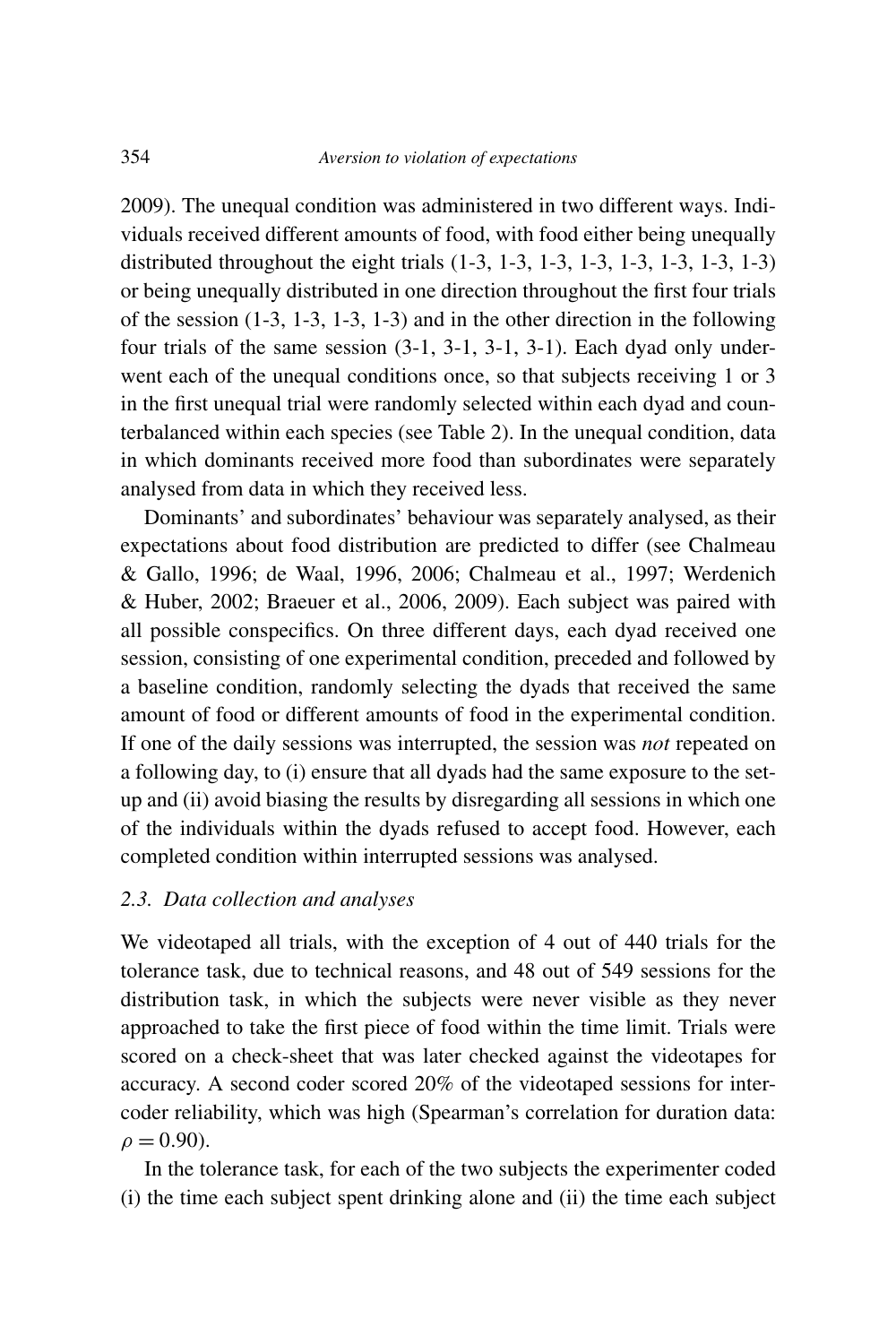2009). The unequal condition was administered in two different ways. Individuals received different amounts of food, with food either being unequally distributed throughout the eight trials (1-3, 1-3, 1-3, 1-3, 1-3, 1-3, 1-3, 1-3) or being unequally distributed in one direction throughout the first four trials of the session (1-3, 1-3, 1-3, 1-3) and in the other direction in the following four trials of the same session (3-1, 3-1, 3-1, 3-1). Each dyad only underwent each of the unequal conditions once, so that subjects receiving 1 or 3 in the first unequal trial were randomly selected within each dyad and counterbalanced within each species (see Table 2). In the unequal condition, data in which dominants received more food than subordinates were separately analysed from data in which they received less.

Dominants' and subordinates' behaviour was separately analysed, as their expectations about food distribution are predicted to differ (see Chalmeau & Gallo, 1996; de Waal, 1996, 2006; Chalmeau et al., 1997; Werdenich & Huber, 2002; Braeuer et al., 2006, 2009). Each subject was paired with all possible conspecifics. On three different days, each dyad received one session, consisting of one experimental condition, preceded and followed by a baseline condition, randomly selecting the dyads that received the same amount of food or different amounts of food in the experimental condition. If one of the daily sessions was interrupted, the session was *not* repeated on a following day, to (i) ensure that all dyads had the same exposure to the set-up and (ii) avoid biasing the results by disregarding all sessions in which one of the individuals within the dyads refused to accept food. However, each completed condition within interrupted sessions was analysed.

### *2.3. Data collection and analyses*

We videotaped all trials, with the exception of 4 out of 440 trials for the tolerance task, due to technical reasons, and 48 out of 549 sessions for the distribution task, in which the subjects were never visible as they never approached to take the first piece of food within the time limit. Trials were scored on a check-sheet that was later checked against the videotapes for accuracy. A second coder scored 20% of the videotaped sessions for inter-coder reliability, which was high (Spearman's correlation for duration data: $\rho = 0.90$).

In the tolerance task, for each of the two subjects the experimenter coded (i) the time each subject spent drinking alone and (ii) the time each subject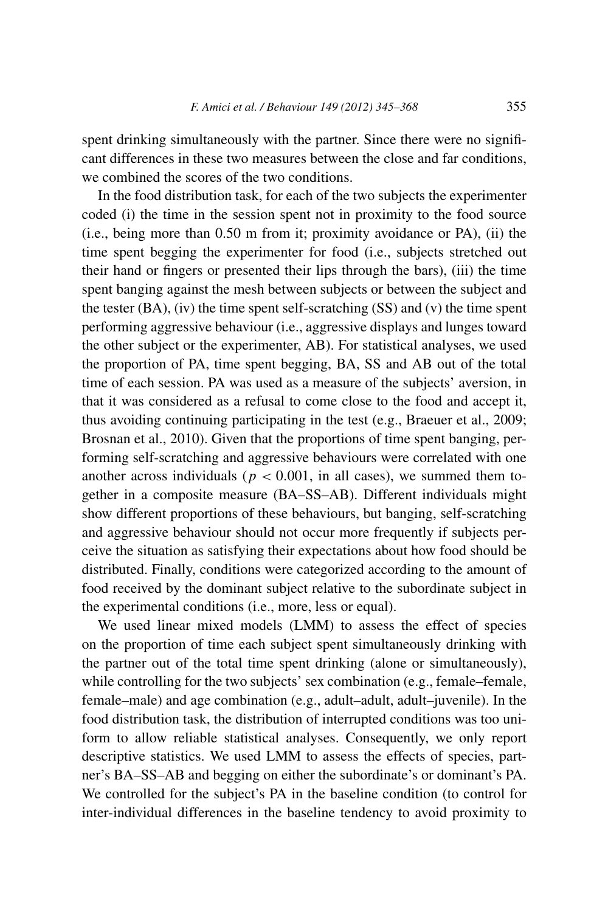spent drinking simultaneously with the partner. Since there were no significant differences in these two measures between the close and far conditions, we combined the scores of the two conditions.

In the food distribution task, for each of the two subjects the experimenter coded (i) the time in the session spent not in proximity to the food source (i.e., being more than 0.50 m from it; proximity avoidance or PA), (ii) the time spent begging the experimenter for food (i.e., subjects stretched out their hand or fingers or presented their lips through the bars), (iii) the time spent banging against the mesh between subjects or between the subject and the tester (BA), (iv) the time spent self-scratching (SS) and (v) the time spent performing aggressive behaviour (i.e., aggressive displays and lunges toward the other subject or the experimenter, AB). For statistical analyses, we used the proportion of PA, time spent begging, BA, SS and AB out of the total time of each session. PA was used as a measure of the subjects' aversion, in that it was considered as a refusal to come close to the food and accept it, thus avoiding continuing participating in the test (e.g., Braeuer et al., 2009; Brosnan et al., 2010). Given that the proportions of time spent banging, performing self-scratching and aggressive behaviours were correlated with one another across individuals ($p < 0.001$, in all cases), we summed them together in a composite measure (BA–SS–AB). Different individuals might show different proportions of these behaviours, but banging, self-scratching and aggressive behaviour should not occur more frequently if subjects perceive the situation as satisfying their expectations about how food should be distributed. Finally, conditions were categorized according to the amount of food received by the dominant subject relative to the subordinate subject in the experimental conditions (i.e., more, less or equal).

We used linear mixed models (LMM) to assess the effect of species on the proportion of time each subject spent simultaneously drinking with the partner out of the total time spent drinking (alone or simultaneously), while controlling for the two subjects' sex combination (e.g., female–female, female–male) and age combination (e.g., adult–adult, adult–juvenile). In the food distribution task, the distribution of interrupted conditions was too uniform to allow reliable statistical analyses. Consequently, we only report descriptive statistics. We used LMM to assess the effects of species, partner's BA–SS–AB and begging on either the subordinate's or dominant's PA. We controlled for the subject's PA in the baseline condition (to control for inter-individual differences in the baseline tendency to avoid proximity to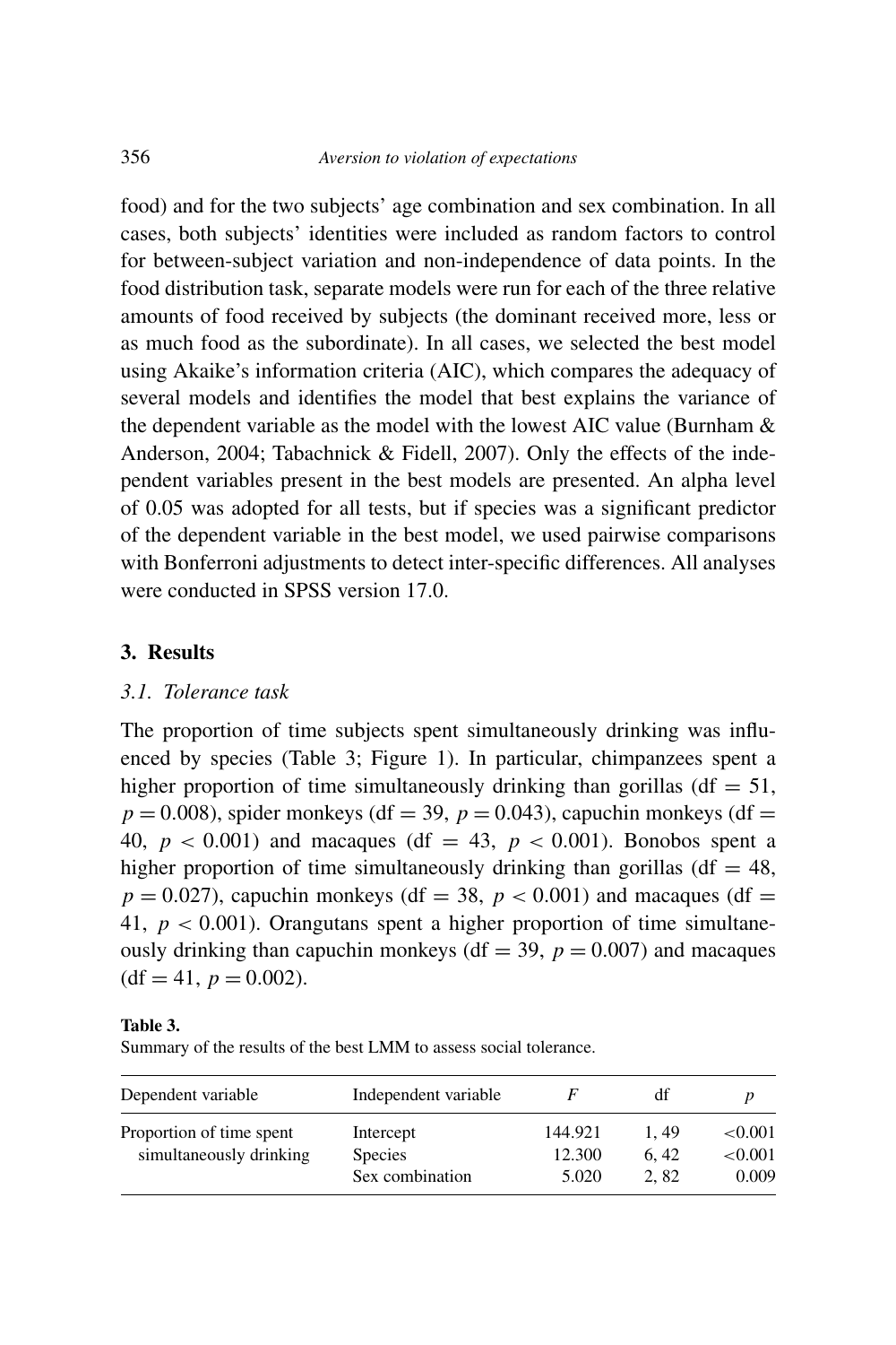food) and for the two subjects' age combination and sex combination. In all cases, both subjects' identities were included as random factors to control for between-subject variation and non-independence of data points. In the food distribution task, separate models were run for each of the three relative amounts of food received by subjects (the dominant received more, less or as much food as the subordinate). In all cases, we selected the best model using Akaike's information criteria (AIC), which compares the adequacy of several models and identifies the model that best explains the variance of the dependent variable as the model with the lowest AIC value (Burnham & Anderson, 2004; Tabachnick & Fidell, 2007). Only the effects of the independent variables present in the best models are presented. An alpha level of 0.05 was adopted for all tests, but if species was a significant predictor of the dependent variable in the best model, we used pairwise comparisons with Bonferroni adjustments to detect inter-specific differences. All analyses were conducted in SPSS version 17.0.

## 3. Results

### *3.1. Tolerance task*

The proportion of time subjects spent simultaneously drinking was influenced by species (Table 3; Figure 1). In particular, chimpanzees spent a higher proportion of time simultaneously drinking than gorillas (df = 51, $p = 0.008$), spider monkeys (df = 39, $p = 0.043$), capuchin monkeys (df = 40, $p < 0.001$) and macaques (df = 43, $p < 0.001$). Bonobos spent a higher proportion of time simultaneously drinking than gorillas (df = 48, $p = 0.027$), capuchin monkeys (df = 38, $p < 0.001$) and macaques (df = 41, $p < 0.001$). Orangutans spent a higher proportion of time simultaneously drinking than capuchin monkeys (df = 39, $p = 0.007$) and macaques (df = 41, $p = 0.002$).

**Table 3.**
Summary of the results of the best LMM to assess social tolerance.

| Dependent variable | Independent variable | $F$ | df | $p$ |
|---|---|---|---|---|
| Proportion of time spent simultaneously drinking | Intercept | 144.921 | 1, 49 | <0.001 |
| | Species | 12.300 | 6, 42 | <0.001 |
| | Sex combination | 5.020 | 2, 82 | 0.009 |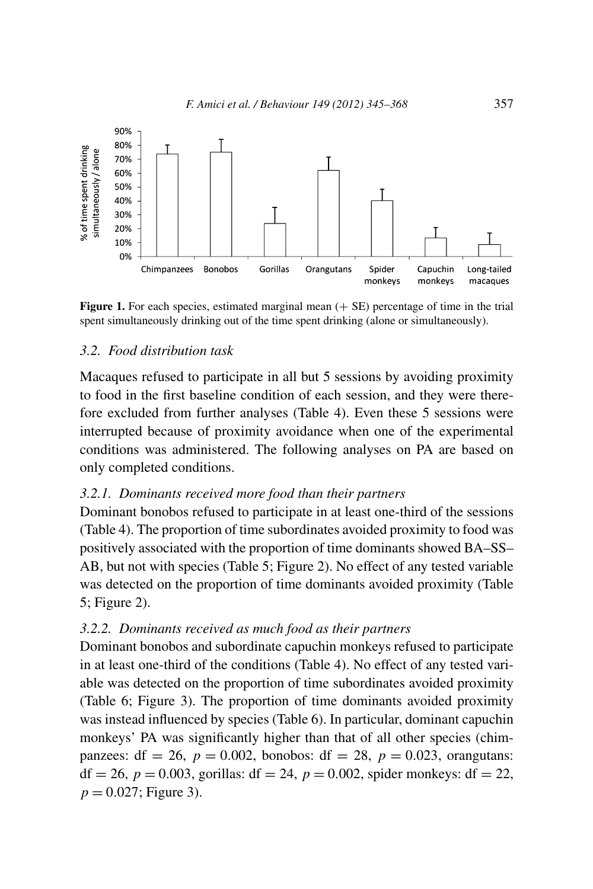**Figure 1.** For each species, estimated marginal mean (+ SE) percentage of time in the trial spent simultaneously drinking out of the time spent drinking (alone or simultaneously).

### *3.2. Food distribution task*

Macaques refused to participate in all but 5 sessions by avoiding proximity to food in the first baseline condition of each session, and they were therefore excluded from further analyses (Table 4). Even these 5 sessions were interrupted because of proximity avoidance when one of the experimental conditions was administered. The following analyses on PA are based on only completed conditions.

#### *3.2.1. Dominants received more food than their partners*

Dominant bonobos refused to participate in at least one-third of the sessions (Table 4). The proportion of time subordinates avoided proximity to food was positively associated with the proportion of time dominants showed BA–SS–AB, but not with species (Table 5; Figure 2). No effect of any tested variable was detected on the proportion of time dominants avoided proximity (Table 5; Figure 2).

#### *3.2.2. Dominants received as much food as their partners*

Dominant bonobos and subordinate capuchin monkeys refused to participate in at least one-third of the conditions (Table 4). No effect of any tested variable was detected on the proportion of time subordinates avoided proximity (Table 6; Figure 3). The proportion of time dominants avoided proximity was instead influenced by species (Table 6). In particular, dominant capuchin monkeys' PA was significantly higher than that of all other species (chimpanzees: $\mathrm{df} = 26$, $p = 0.002$, bonobos: $\mathrm{df} = 28$, $p = 0.023$, orangutans: $\mathrm{df} = 26$, $p = 0.003$, gorillas: $\mathrm{df} = 24$, $p = 0.002$, spider monkeys: $\mathrm{df} = 22$, $p = 0.027$; Figure 3).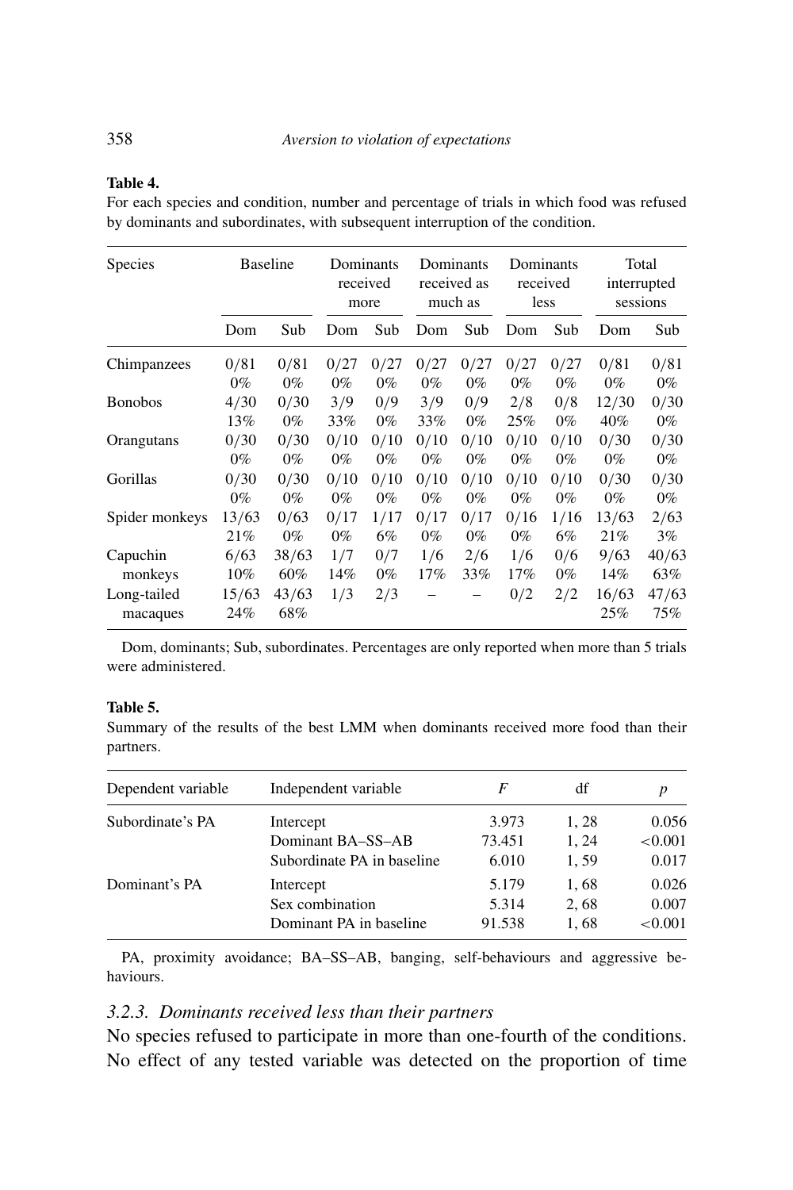**Table 4.**
For each species and condition, number and percentage of trials in which food was refused by dominants and subordinates, with subsequent interruption of the condition.

| Species | Baseline | | Dominants received more | | Dominants received as much as | | Dominants received less | | Total interrupted sessions | |
|---|---|---|---|---|---|---|---|---|---|---|
| | Dom | Sub | Dom | Sub | Dom | Sub | Dom | Sub | Dom | Sub |
| Chimpanzees | 0/81 0% | 0/81 0% | 0/27 0% | 0/27 0% | 0/27 0% | 0/27 0% | 0/27 0% | 0/27 0% | 0/81 0% | 0/81 0% |
| Bonobos | 4/30 13% | 0/30 0% | 3/9 33% | 0/9 0% | 3/9 33% | 0/9 0% | 2/8 25% | 0/8 0% | 12/30 40% | 0/30 0% |
| Orangutans | 0/30 0% | 0/30 0% | 0/10 0% | 0/10 0% | 0/10 0% | 0/10 0% | 0/10 0% | 0/10 0% | 0/30 0% | 0/30 0% |
| Gorillas | 0/30 0% | 0/30 0% | 0/10 0% | 0/10 0% | 0/10 0% | 0/10 0% | 0/10 0% | 0/10 0% | 0/30 0% | 0/30 0% |
| Spider monkeys | 13/63 21% | 0/63 0% | 0/17 0% | 1/17 6% | 0/17 0% | 0/17 0% | 0/16 0% | 1/16 6% | 13/63 21% | 2/63 3% |
| Capuchin monkeys | 6/63 10% | 38/63 60% | 1/7 14% | 0/7 0% | 1/6 17% | 2/6 33% | 1/6 17% | 0/6 0% | 9/63 14% | 40/63 63% |
| Long-tailed macaques | 15/63 24% | 43/63 68% | 1/3 | 2/3 | – | – | 0/2 | 2/2 | 16/63 25% | 47/63 75% |

Dom, dominants; Sub, subordinates. Percentages are only reported when more than 5 trials were administered.

**Table 5.**
Summary of the results of the best LMM when dominants received more food than their partners.

| Dependent variable | Independent variable | *F* | df | *p* |
|---|---|---|---|---|
| Subordinate's PA | Intercept | 3.973 | 1, 28 | 0.056 |
| | Dominant BA–SS–AB | 73.451 | 1, 24 | <0.001 |
| | Subordinate PA in baseline | 6.010 | 1, 59 | 0.017 |
| Dominant's PA | Intercept | 5.179 | 1, 68 | 0.026 |
| | Sex combination | 5.314 | 2, 68 | 0.007 |
| | Dominant PA in baseline | 91.538 | 1, 68 | <0.001 |

PA, proximity avoidance; BA–SS–AB, banging, self-behaviours and aggressive behaviours.

### 3.2.3. *Dominants received less than their partners*

No species refused to participate in more than one-fourth of the conditions. No effect of any tested variable was detected on the proportion of time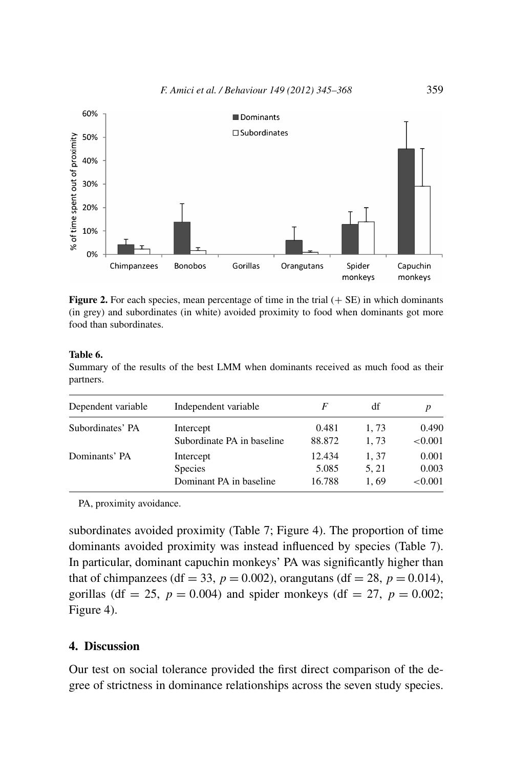**Figure 2.** For each species, mean percentage of time in the trial (+ SE) in which dominants (in grey) and subordinates (in white) avoided proximity to food when dominants got more food than subordinates.

**Table 6.**
Summary of the results of the best LMM when dominants received as much food as their partners.

| Dependent variable | Independent variable | *F* | df | *p* |
|---|---|---|---|---|
| Subordinates' PA | Intercept | 0.481 | 1, 73 | 0.490 |
| | Subordinate PA in baseline | 88.872 | 1, 73 | <0.001 |
| Dominants' PA | Intercept | 12.434 | 1, 37 | 0.001 |
| | Species | 5.085 | 5, 21 | 0.003 |
| | Dominant PA in baseline | 16.788 | 1, 69 | <0.001 |

PA, proximity avoidance.

subordinates avoided proximity (Table 7; Figure 4). The proportion of time dominants avoided proximity was instead influenced by species (Table 7). In particular, dominant capuchin monkeys' PA was significantly higher than that of chimpanzees (df = 33, $p = 0.002$), orangutans (df = 28, $p = 0.014$), gorillas (df = 25, $p = 0.004$) and spider monkeys (df = 27, $p = 0.002$; Figure 4).

## 4. Discussion

Our test on social tolerance provided the first direct comparison of the degree of strictness in dominance relationships across the seven study species.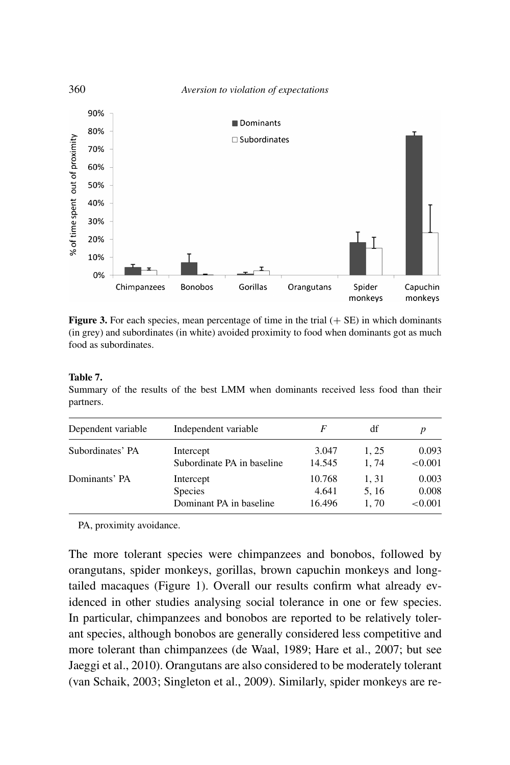**Figure 3.** For each species, mean percentage of time in the trial (+ SE) in which dominants (in grey) and subordinates (in white) avoided proximity to food when dominants got as much food as subordinates.

**Table 7.**
Summary of the results of the best LMM when dominants received less food than their partners.

| Dependent variable | Independent variable | $F$ | df | $p$ |
|---|---|---|---|---|
| Subordinates' PA | Intercept | 3.047 | 1, 25 | 0.093 |
| | Subordinate PA in baseline | 14.545 | 1, 74 | <0.001 |
| Dominants' PA | Intercept | 10.768 | 1, 31 | 0.003 |
| | Species | 4.641 | 5, 16 | 0.008 |
| | Dominant PA in baseline | 16.496 | 1, 70 | <0.001 |

PA, proximity avoidance.

The more tolerant species were chimpanzees and bonobos, followed by orangutans, spider monkeys, gorillas, brown capuchin monkeys and long-tailed macaques (Figure 1). Overall our results confirm what already evidenced in other studies analysing social tolerance in one or few species. In particular, chimpanzees and bonobos are reported to be relatively tolerant species, although bonobos are generally considered less competitive and more tolerant than chimpanzees (de Waal, 1989; Hare et al., 2007; but see Jaeggi et al., 2010). Orangutans are also considered to be moderately tolerant (van Schaik, 2003; Singleton et al., 2009). Similarly, spider monkeys are re-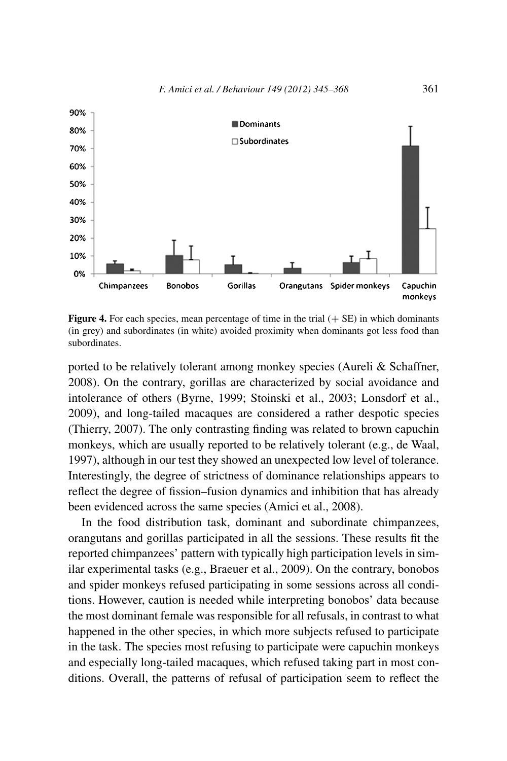**Figure 4.** For each species, mean percentage of time in the trial (+ SE) in which dominants (in grey) and subordinates (in white) avoided proximity when dominants got less food than subordinates.

ported to be relatively tolerant among monkey species (Aureli & Schaffner, 2008). On the contrary, gorillas are characterized by social avoidance and intolerance of others (Byrne, 1999; Stoinski et al., 2003; Lonsdorf et al., 2009), and long-tailed macaques are considered a rather despotic species (Thierry, 2007). The only contrasting finding was related to brown capuchin monkeys, which are usually reported to be relatively tolerant (e.g., de Waal, 1997), although in our test they showed an unexpected low level of tolerance. Interestingly, the degree of strictness of dominance relationships appears to reflect the degree of fission–fusion dynamics and inhibition that has already been evidenced across the same species (Amici et al., 2008).

In the food distribution task, dominant and subordinate chimpanzees, orangutans and gorillas participated in all the sessions. These results fit the reported chimpanzees' pattern with typically high participation levels in similar experimental tasks (e.g., Braeuer et al., 2009). On the contrary, bonobos and spider monkeys refused participating in some sessions across all conditions. However, caution is needed while interpreting bonobos' data because the most dominant female was responsible for all refusals, in contrast to what happened in the other species, in which more subjects refused to participate in the task. The species most refusing to participate were capuchin monkeys and especially long-tailed macaques, which refused taking part in most conditions. Overall, the patterns of refusal of participation seem to reflect the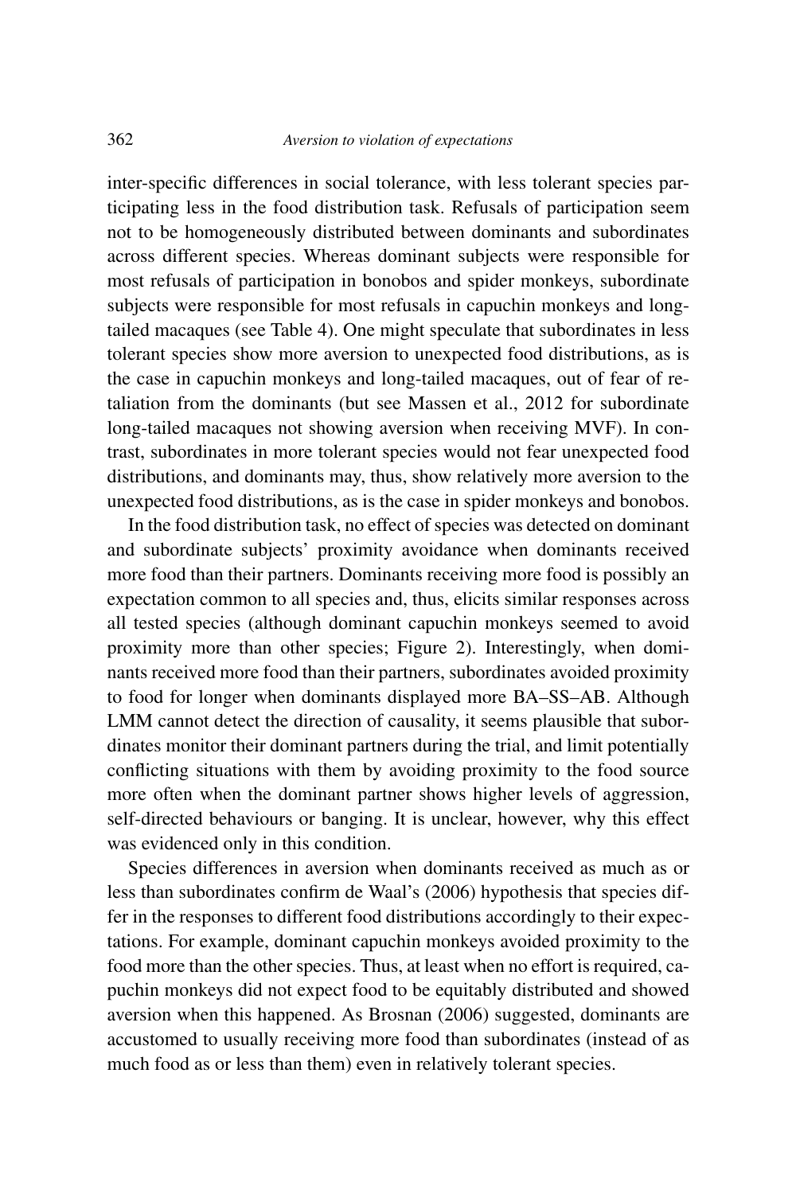inter-specific differences in social tolerance, with less tolerant species participating less in the food distribution task. Refusals of participation seem not to be homogeneously distributed between dominants and subordinates across different species. Whereas dominant subjects were responsible for most refusals of participation in bonobos and spider monkeys, subordinate subjects were responsible for most refusals in capuchin monkeys and long-tailed macaques (see Table 4). One might speculate that subordinates in less tolerant species show more aversion to unexpected food distributions, as is the case in capuchin monkeys and long-tailed macaques, out of fear of retaliation from the dominants (but see Massen et al., 2012 for subordinate long-tailed macaques not showing aversion when receiving MVF). In contrast, subordinates in more tolerant species would not fear unexpected food distributions, and dominants may, thus, show relatively more aversion to the unexpected food distributions, as is the case in spider monkeys and bonobos.

In the food distribution task, no effect of species was detected on dominant and subordinate subjects' proximity avoidance when dominants received more food than their partners. Dominants receiving more food is possibly an expectation common to all species and, thus, elicits similar responses across all tested species (although dominant capuchin monkeys seemed to avoid proximity more than other species; Figure 2). Interestingly, when dominants received more food than their partners, subordinates avoided proximity to food for longer when dominants displayed more BA–SS–AB. Although LMM cannot detect the direction of causality, it seems plausible that subordinates monitor their dominant partners during the trial, and limit potentially conflicting situations with them by avoiding proximity to the food source more often when the dominant partner shows higher levels of aggression, self-directed behaviours or banging. It is unclear, however, why this effect was evidenced only in this condition.

Species differences in aversion when dominants received as much as or less than subordinates confirm de Waal's (2006) hypothesis that species differ in the responses to different food distributions accordingly to their expectations. For example, dominant capuchin monkeys avoided proximity to the food more than the other species. Thus, at least when no effort is required, capuchin monkeys did not expect food to be equitably distributed and showed aversion when this happened. As Brosnan (2006) suggested, dominants are accustomed to usually receiving more food than subordinates (instead of as much food as or less than them) even in relatively tolerant species.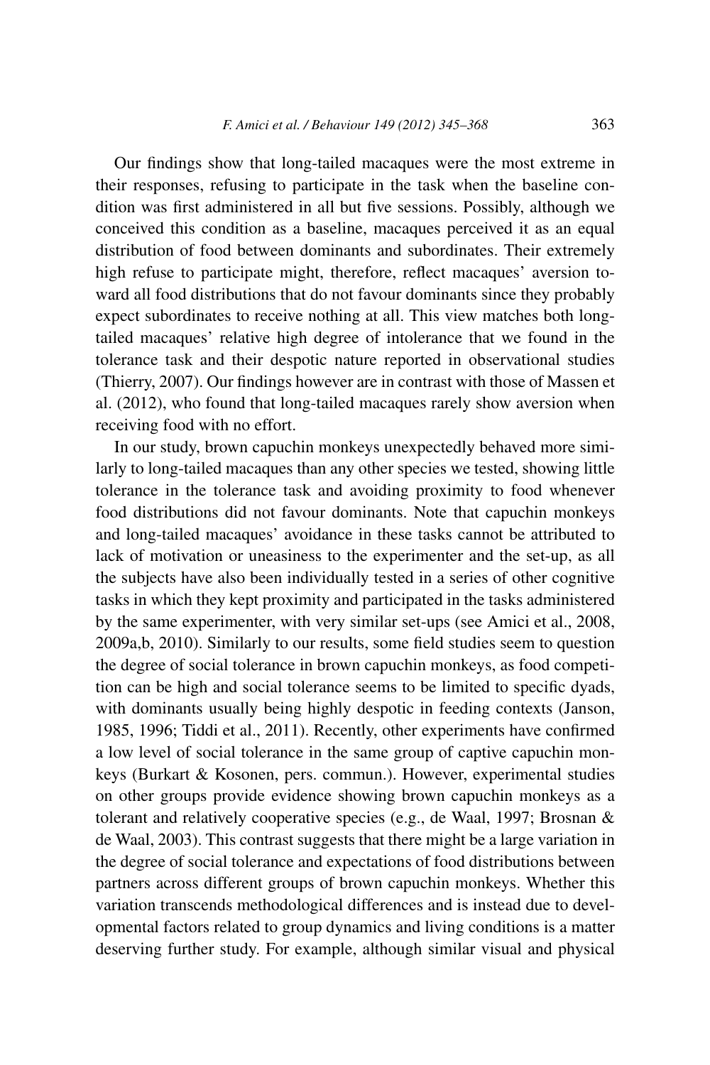Our findings show that long-tailed macaques were the most extreme in their responses, refusing to participate in the task when the baseline condition was first administered in all but five sessions. Possibly, although we conceived this condition as a baseline, macaques perceived it as an equal distribution of food between dominants and subordinates. Their extremely high refuse to participate might, therefore, reflect macaques' aversion toward all food distributions that do not favour dominants since they probably expect subordinates to receive nothing at all. This view matches both long-tailed macaques' relative high degree of intolerance that we found in the tolerance task and their despotic nature reported in observational studies (Thierry, 2007). Our findings however are in contrast with those of Massen et al. (2012), who found that long-tailed macaques rarely show aversion when receiving food with no effort.

In our study, brown capuchin monkeys unexpectedly behaved more similarly to long-tailed macaques than any other species we tested, showing little tolerance in the tolerance task and avoiding proximity to food whenever food distributions did not favour dominants. Note that capuchin monkeys and long-tailed macaques' avoidance in these tasks cannot be attributed to lack of motivation or uneasiness to the experimenter and the set-up, as all the subjects have also been individually tested in a series of other cognitive tasks in which they kept proximity and participated in the tasks administered by the same experimenter, with very similar set-ups (see Amici et al., 2008, 2009a,b, 2010). Similarly to our results, some field studies seem to question the degree of social tolerance in brown capuchin monkeys, as food competition can be high and social tolerance seems to be limited to specific dyads, with dominants usually being highly despotic in feeding contexts (Janson, 1985, 1996; Tiddi et al., 2011). Recently, other experiments have confirmed a low level of social tolerance in the same group of captive capuchin monkeys (Burkart & Kosonen, pers. commun.). However, experimental studies on other groups provide evidence showing brown capuchin monkeys as a tolerant and relatively cooperative species (e.g., de Waal, 1997; Brosnan & de Waal, 2003). This contrast suggests that there might be a large variation in the degree of social tolerance and expectations of food distributions between partners across different groups of brown capuchin monkeys. Whether this variation transcends methodological differences and is instead due to developmental factors related to group dynamics and living conditions is a matter deserving further study. For example, although similar visual and physical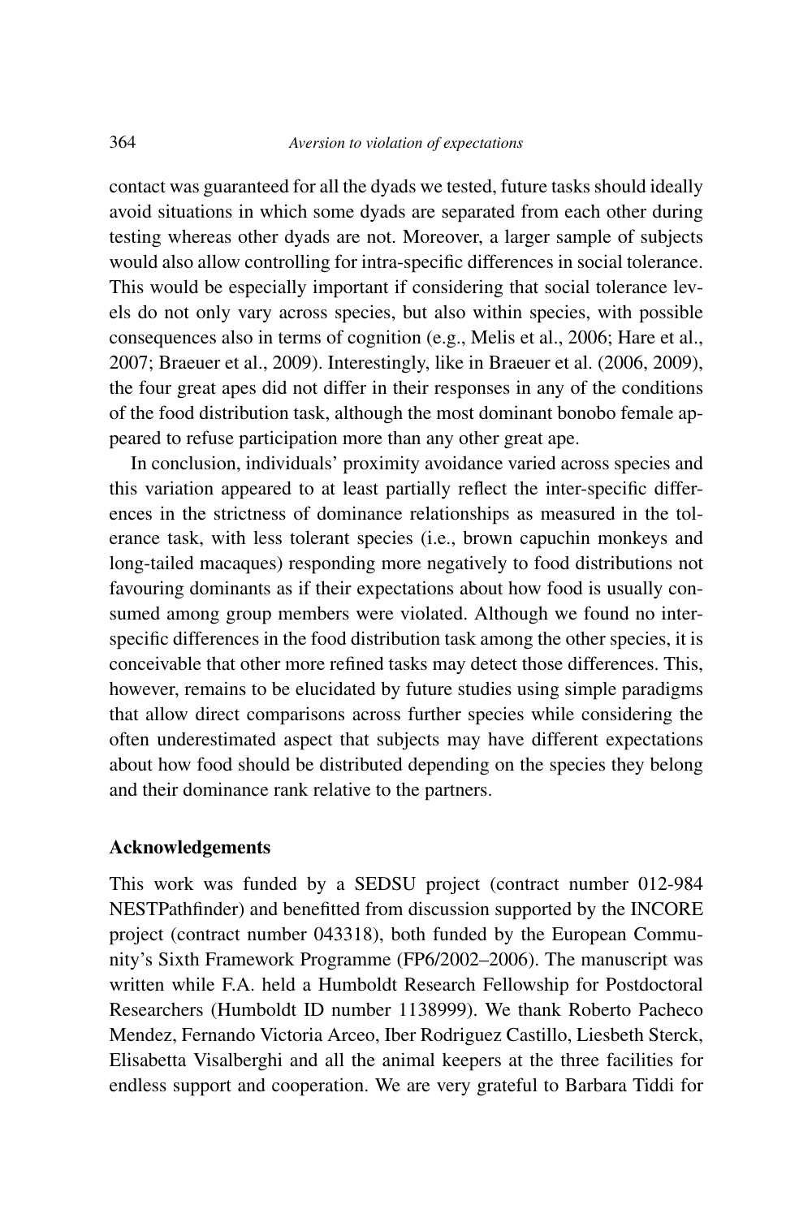contact was guaranteed for all the dyads we tested, future tasks should ideally avoid situations in which some dyads are separated from each other during testing whereas other dyads are not. Moreover, a larger sample of subjects would also allow controlling for intra-specific differences in social tolerance. This would be especially important if considering that social tolerance levels do not only vary across species, but also within species, with possible consequences also in terms of cognition (e.g., Melis et al., 2006; Hare et al., 2007; Braeuer et al., 2009). Interestingly, like in Braeuer et al. (2006, 2009), the four great apes did not differ in their responses in any of the conditions of the food distribution task, although the most dominant bonobo female appeared to refuse participation more than any other great ape.

In conclusion, individuals' proximity avoidance varied across species and this variation appeared to at least partially reflect the inter-specific differences in the strictness of dominance relationships as measured in the tolerance task, with less tolerant species (i.e., brown capuchin monkeys and long-tailed macaques) responding more negatively to food distributions not favouring dominants as if their expectations about how food is usually consumed among group members were violated. Although we found no inter-specific differences in the food distribution task among the other species, it is conceivable that other more refined tasks may detect those differences. This, however, remains to be elucidated by future studies using simple paradigms that allow direct comparisons across further species while considering the often underestimated aspect that subjects may have different expectations about how food should be distributed depending on the species they belong and their dominance rank relative to the partners.

## Acknowledgements

This work was funded by a SEDSU project (contract number 012-984 NESTPathfinder) and benefitted from discussion supported by the INCORE project (contract number 043318), both funded by the European Community's Sixth Framework Programme (FP6/2002–2006). The manuscript was written while F.A. held a Humboldt Research Fellowship for Postdoctoral Researchers (Humboldt ID number 1138999). We thank Roberto Pacheco Mendez, Fernando Victoria Arceo, Iber Rodriguez Castillo, Liesbeth Sterck, Elisabetta Visalberghi and all the animal keepers at the three facilities for endless support and cooperation. We are very grateful to Barbara Tiddi for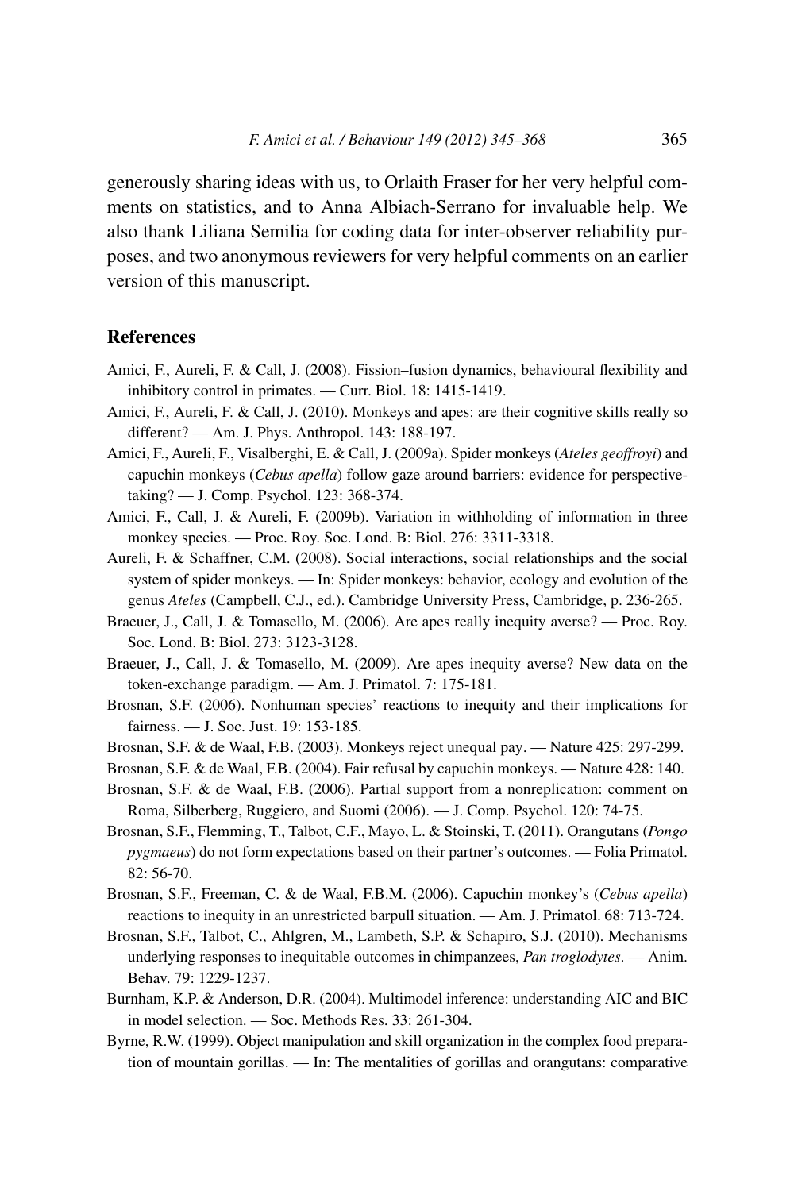generously sharing ideas with us, to Orlaith Fraser for her very helpful comments on statistics, and to Anna Albiach-Serrano for invaluable help. We also thank Liliana Semilia for coding data for inter-observer reliability purposes, and two anonymous reviewers for very helpful comments on an earlier version of this manuscript.

## References

Amici, F., Aureli, F. & Call, J. (2008). Fission–fusion dynamics, behavioural flexibility and inhibitory control in primates. — Curr. Biol. 18: 1415-1419.

Amici, F., Aureli, F. & Call, J. (2010). Monkeys and apes: are their cognitive skills really so different? — Am. J. Phys. Anthropol. 143: 188-197.

Amici, F., Aureli, F., Visalberghi, E. & Call, J. (2009a). Spider monkeys (*Ateles geoffroyi*) and capuchin monkeys (*Cebus apella*) follow gaze around barriers: evidence for perspective-taking? — J. Comp. Psychol. 123: 368-374.

Amici, F., Call, J. & Aureli, F. (2009b). Variation in withholding of information in three monkey species. — Proc. Roy. Soc. Lond. B: Biol. 276: 3311-3318.

Aureli, F. & Schaffner, C.M. (2008). Social interactions, social relationships and the social system of spider monkeys. — In: Spider monkeys: behavior, ecology and evolution of the genus *Ateles* (Campbell, C.J., ed.). Cambridge University Press, Cambridge, p. 236-265.

Braeuer, J., Call, J. & Tomasello, M. (2006). Are apes really inequity averse? — Proc. Roy. Soc. Lond. B: Biol. 273: 3123-3128.

Braeuer, J., Call, J. & Tomasello, M. (2009). Are apes inequity averse? New data on the token-exchange paradigm. — Am. J. Primatol. 7: 175-181.

Brosnan, S.F. (2006). Nonhuman species' reactions to inequity and their implications for fairness. — J. Soc. Just. 19: 153-185.

Brosnan, S.F. & de Waal, F.B. (2003). Monkeys reject unequal pay. — Nature 425: 297-299.

Brosnan, S.F. & de Waal, F.B. (2004). Fair refusal by capuchin monkeys. — Nature 428: 140.

Brosnan, S.F. & de Waal, F.B. (2006). Partial support from a nonreplication: comment on Roma, Silberberg, Ruggiero, and Suomi (2006). — J. Comp. Psychol. 120: 74-75.

Brosnan, S.F., Flemming, T., Talbot, C.F., Mayo, L. & Stoinski, T. (2011). Orangutans (*Pongo pygmaeus*) do not form expectations based on their partner's outcomes. — Folia Primatol. 82: 56-70.

Brosnan, S.F., Freeman, C. & de Waal, F.B.M. (2006). Capuchin monkey's (*Cebus apella*) reactions to inequity in an unrestricted barpull situation. — Am. J. Primatol. 68: 713-724.

Brosnan, S.F., Talbot, C., Ahlgren, M., Lambeth, S.P. & Schapiro, S.J. (2010). Mechanisms underlying responses to inequitable outcomes in chimpanzees, *Pan troglodytes*. — Anim. Behav. 79: 1229-1237.

Burnham, K.P. & Anderson, D.R. (2004). Multimodel inference: understanding AIC and BIC in model selection. — Soc. Methods Res. 33: 261-304.

Byrne, R.W. (1999). Object manipulation and skill organization in the complex food preparation of mountain gorillas. — In: The mentalities of gorillas and orangutans: comparative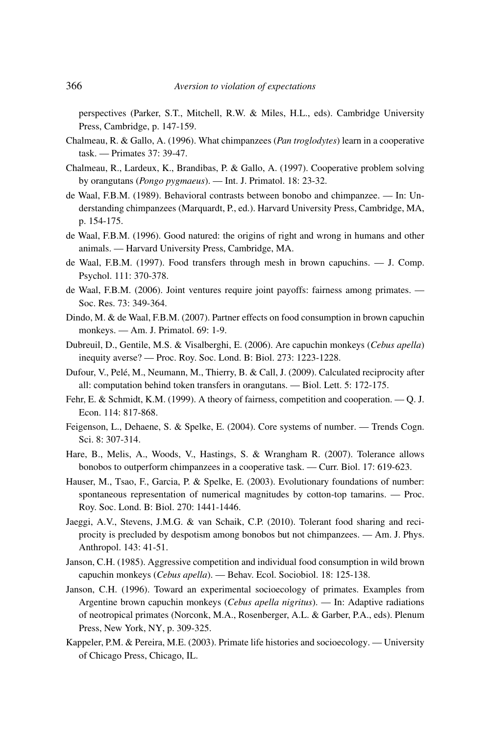perspectives (Parker, S.T., Mitchell, R.W. & Miles, H.L., eds). Cambridge University Press, Cambridge, p. 147-159.

Chalmeau, R. & Gallo, A. (1996). What chimpanzees (*Pan troglodytes*) learn in a cooperative task. — Primates 37: 39-47.

Chalmeau, R., Lardeux, K., Brandibas, P. & Gallo, A. (1997). Cooperative problem solving by orangutans (*Pongo pygmaeus*). — Int. J. Primatol. 18: 23-32.

de Waal, F.B.M. (1989). Behavioral contrasts between bonobo and chimpanzee. — In: Understanding chimpanzees (Marquardt, P., ed.). Harvard University Press, Cambridge, MA, p. 154-175.

de Waal, F.B.M. (1996). Good natured: the origins of right and wrong in humans and other animals. — Harvard University Press, Cambridge, MA.

de Waal, F.B.M. (1997). Food transfers through mesh in brown capuchins. — J. Comp. Psychol. 111: 370-378.

de Waal, F.B.M. (2006). Joint ventures require joint payoffs: fairness among primates. — Soc. Res. 73: 349-364.

Dindo, M. & de Waal, F.B.M. (2007). Partner effects on food consumption in brown capuchin monkeys. — Am. J. Primatol. 69: 1-9.

Dubreuil, D., Gentile, M.S. & Visalberghi, E. (2006). Are capuchin monkeys (*Cebus apella*) inequity averse? — Proc. Roy. Soc. Lond. B: Biol. 273: 1223-1228.

Dufour, V., Pelé, M., Neumann, M., Thierry, B. & Call, J. (2009). Calculated reciprocity after all: computation behind token transfers in orangutans. — Biol. Lett. 5: 172-175.

Fehr, E. & Schmidt, K.M. (1999). A theory of fairness, competition and cooperation. — Q. J. Econ. 114: 817-868.

Feigenson, L., Dehaene, S. & Spelke, E. (2004). Core systems of number. — Trends Cogn. Sci. 8: 307-314.

Hare, B., Melis, A., Woods, V., Hastings, S. & Wrangham R. (2007). Tolerance allows bonobos to outperform chimpanzees in a cooperative task. — Curr. Biol. 17: 619-623.

Hauser, M., Tsao, F., Garcia, P. & Spelke, E. (2003). Evolutionary foundations of number: spontaneous representation of numerical magnitudes by cotton-top tamarins. — Proc. Roy. Soc. Lond. B: Biol. 270: 1441-1446.

Jaeggi, A.V., Stevens, J.M.G. & van Schaik, C.P. (2010). Tolerant food sharing and reciprocity is precluded by despotism among bonobos but not chimpanzees. — Am. J. Phys. Anthropol. 143: 41-51.

Janson, C.H. (1985). Aggressive competition and individual food consumption in wild brown capuchin monkeys (*Cebus apella*). — Behav. Ecol. Sociobiol. 18: 125-138.

Janson, C.H. (1996). Toward an experimental socioecology of primates. Examples from Argentine brown capuchin monkeys (*Cebus apella nigritus*). — In: Adaptive radiations of neotropical primates (Norconk, M.A., Rosenberger, A.L. & Garber, P.A., eds). Plenum Press, New York, NY, p. 309-325.

Kappeler, P.M. & Pereira, M.E. (2003). Primate life histories and socioecology. — University of Chicago Press, Chicago, IL.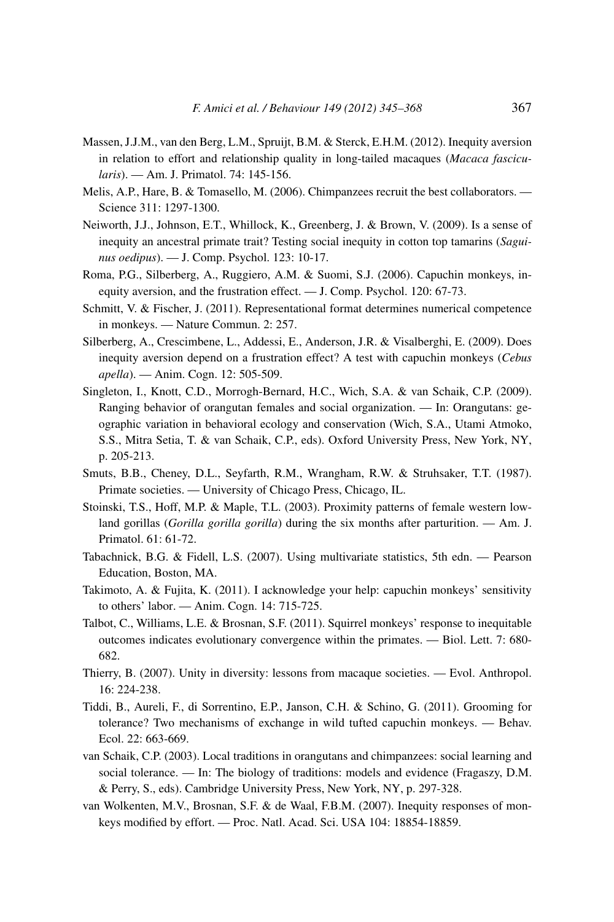Massen, J.J.M., van den Berg, L.M., Spruijt, B.M. & Sterck, E.H.M. (2012). Inequity aversion in relation to effort and relationship quality in long-tailed macaques (*Macaca fascicularis*). — Am. J. Primatol. 74: 145-156.

Melis, A.P., Hare, B. & Tomasello, M. (2006). Chimpanzees recruit the best collaborators. — Science 311: 1297-1300.

Neiworth, J.J., Johnson, E.T., Whillock, K., Greenberg, J. & Brown, V. (2009). Is a sense of inequity an ancestral primate trait? Testing social inequity in cotton top tamarins (*Saguinus oedipus*). — J. Comp. Psychol. 123: 10-17.

Roma, P.G., Silberberg, A., Ruggiero, A.M. & Suomi, S.J. (2006). Capuchin monkeys, inequity aversion, and the frustration effect. — J. Comp. Psychol. 120: 67-73.

Schmitt, V. & Fischer, J. (2011). Representational format determines numerical competence in monkeys. — Nature Commun. 2: 257.

Silberberg, A., Crescimbene, L., Addessi, E., Anderson, J.R. & Visalberghi, E. (2009). Does inequity aversion depend on a frustration effect? A test with capuchin monkeys (*Cebus apella*). — Anim. Cogn. 12: 505-509.

Singleton, I., Knott, C.D., Morrogh-Bernard, H.C., Wich, S.A. & van Schaik, C.P. (2009). Ranging behavior of orangutan females and social organization. — In: Orangutans: geographic variation in behavioral ecology and conservation (Wich, S.A., Utami Atmoko, S.S., Mitra Setia, T. & van Schaik, C.P., eds). Oxford University Press, New York, NY, p. 205-213.

Smuts, B.B., Cheney, D.L., Seyfarth, R.M., Wrangham, R.W. & Struhsaker, T.T. (1987). Primate societies. — University of Chicago Press, Chicago, IL.

Stoinski, T.S., Hoff, M.P. & Maple, T.L. (2003). Proximity patterns of female western lowland gorillas (*Gorilla gorilla gorilla*) during the six months after parturition. — Am. J. Primatol. 61: 61-72.

Tabachnick, B.G. & Fidell, L.S. (2007). Using multivariate statistics, 5th edn. — Pearson Education, Boston, MA.

Takimoto, A. & Fujita, K. (2011). I acknowledge your help: capuchin monkeys' sensitivity to others' labor. — Anim. Cogn. 14: 715-725.

Talbot, C., Williams, L.E. & Brosnan, S.F. (2011). Squirrel monkeys' response to inequitable outcomes indicates evolutionary convergence within the primates. — Biol. Lett. 7: 680-682.

Thierry, B. (2007). Unity in diversity: lessons from macaque societies. — Evol. Anthropol. 16: 224-238.

Tiddi, B., Aureli, F., di Sorrentino, E.P., Janson, C.H. & Schino, G. (2011). Grooming for tolerance? Two mechanisms of exchange in wild tufted capuchin monkeys. — Behav. Ecol. 22: 663-669.

van Schaik, C.P. (2003). Local traditions in orangutans and chimpanzees: social learning and social tolerance. — In: The biology of traditions: models and evidence (Fragaszy, D.M. & Perry, S., eds). Cambridge University Press, New York, NY, p. 297-328.

van Wolkenten, M.V., Brosnan, S.F. & de Waal, F.B.M. (2007). Inequity responses of monkeys modified by effort. — Proc. Natl. Acad. Sci. USA 104: 18854-18859.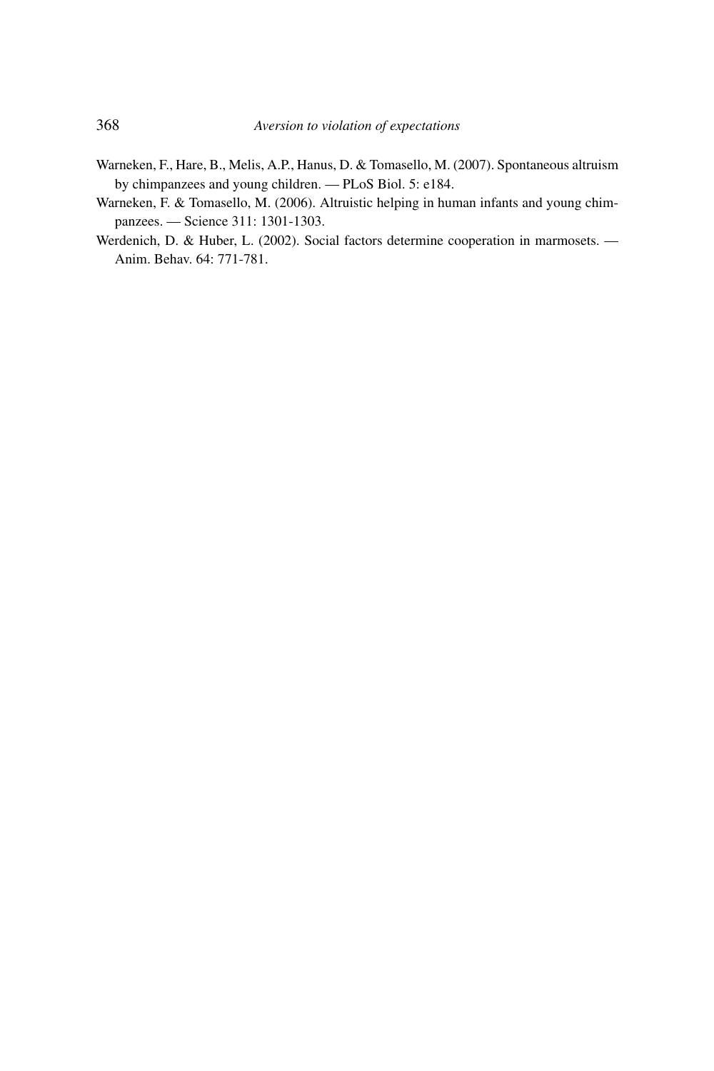Warneken, F., Hare, B., Melis, A.P., Hanus, D. & Tomasello, M. (2007). Spontaneous altruism by chimpanzees and young children. — PLoS Biol. 5: e184.

Warneken, F. & Tomasello, M. (2006). Altruistic helping in human infants and young chimpanzees. — Science 311: 1301-1303.

Werdenich, D. & Huber, L. (2002). Social factors determine cooperation in marmosets. — Anim. Behav. 64: 771-781.